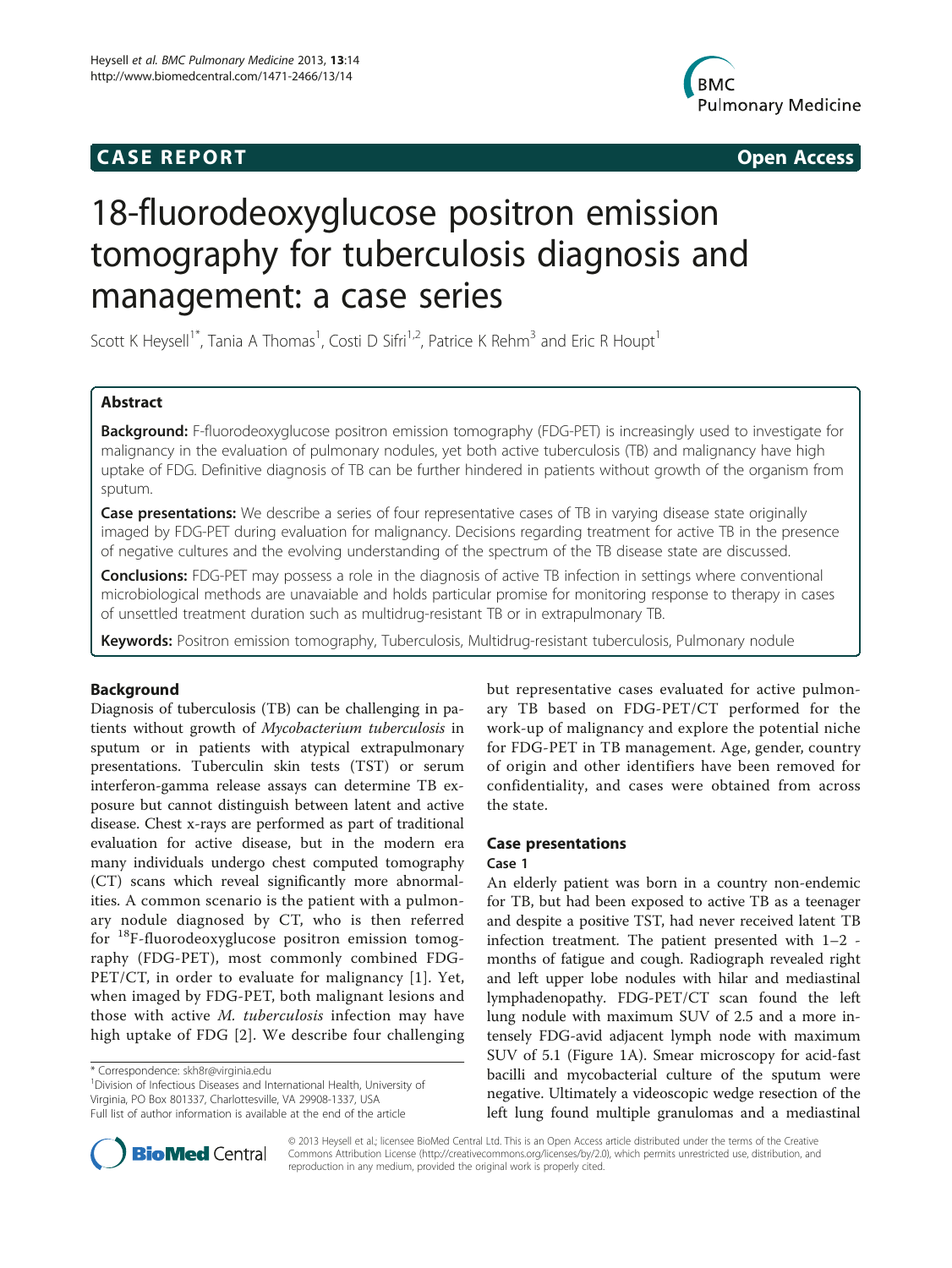CASE REPORT Open Access

# 18-fluorodeoxyglucose positron emission tomography for tuberculosis diagnosis and management: a case series

Scott K Heysell[1*], Tania A Thomas[1], Costi D Sifri[1,2], Patrice K Rehm[3] and Eric R Houpt[1]

## Abstract

**Background:** F-fluorodeoxyglucose positron emission tomography (FDG-PET) is increasingly used to investigate for malignancy in the evaluation of pulmonary nodules, yet both active tuberculosis (TB) and malignancy have high uptake of FDG. Definitive diagnosis of TB can be further hindered in patients without growth of the organism from sputum.

**Case presentations:** We describe a series of four representative cases of TB in varying disease state originally imaged by FDG-PET during evaluation for malignancy. Decisions regarding treatment for active TB in the presence of negative cultures and the evolving understanding of the spectrum of the TB disease state are discussed.

**Conclusions:** FDG-PET may possess a role in the diagnosis of active TB infection in settings where conventional microbiological methods are unavaiable and holds particular promise for monitoring response to therapy in cases of unsettled treatment duration such as multidrug-resistant TB or in extrapulmonary TB.

**Keywords:** Positron emission tomography, Tuberculosis, Multidrug-resistant tuberculosis, Pulmonary nodule

## Background

Diagnosis of tuberculosis (TB) can be challenging in patients without growth of *Mycobacterium tuberculosis* in sputum or in patients with atypical extrapulmonary presentations. Tuberculin skin tests (TST) or serum interferon-gamma release assays can determine TB exposure but cannot distinguish between latent and active disease. Chest x-rays are performed as part of traditional evaluation for active disease, but in the modern era many individuals undergo chest computed tomography (CT) scans which reveal significantly more abnormalities. A common scenario is the patient with a pulmonary nodule diagnosed by CT, who is then referred for $^{18}$F-fluorodeoxyglucose positron emission tomography (FDG-PET), most commonly combined FDG-PET/CT, in order to evaluate for malignancy [1]. Yet, when imaged by FDG-PET, both malignant lesions and those with active *M. tuberculosis* infection may have high uptake of FDG [2]. We describe four challenging but representative cases evaluated for active pulmonary TB based on FDG-PET/CT performed for the work-up of malignancy and explore the potential niche for FDG-PET in TB management. Age, gender, country of origin and other identifiers have been removed for confidentiality, and cases were obtained from across the state.

## Case presentations

### Case 1

An elderly patient was born in a country non-endemic for TB, but had been exposed to active TB as a teenager and despite a positive TST, had never received latent TB infection treatment. The patient presented with 1–2 - months of fatigue and cough. Radiograph revealed right and left upper lobe nodules with hilar and mediastinal lymphadenopathy. FDG-PET/CT scan found the left lung nodule with maximum SUV of 2.5 and a more intensely FDG-avid adjacent lymph node with maximum SUV of 5.1 (Figure 1A). Smear microscopy for acid-fast bacilli and mycobacterial culture of the sputum were negative. Ultimately a videoscopic wedge resection of the left lung found multiple granulomas and a mediastinal

\* Correspondence: skh8r@virginia.edu
[1]Division of Infectious Diseases and International Health, University of Virginia, PO Box 801337, Charlottesville, VA 29908-1337, USA
Full list of author information is available at the end of the article

© 2013 Heysell et al.; licensee BioMed Central Ltd. This is an Open Access article distributed under the terms of the Creative Commons Attribution License (http://creativecommons.org/licenses/by/2.0), which permits unrestricted use, distribution, and reproduction in any medium, provided the original work is properly cited.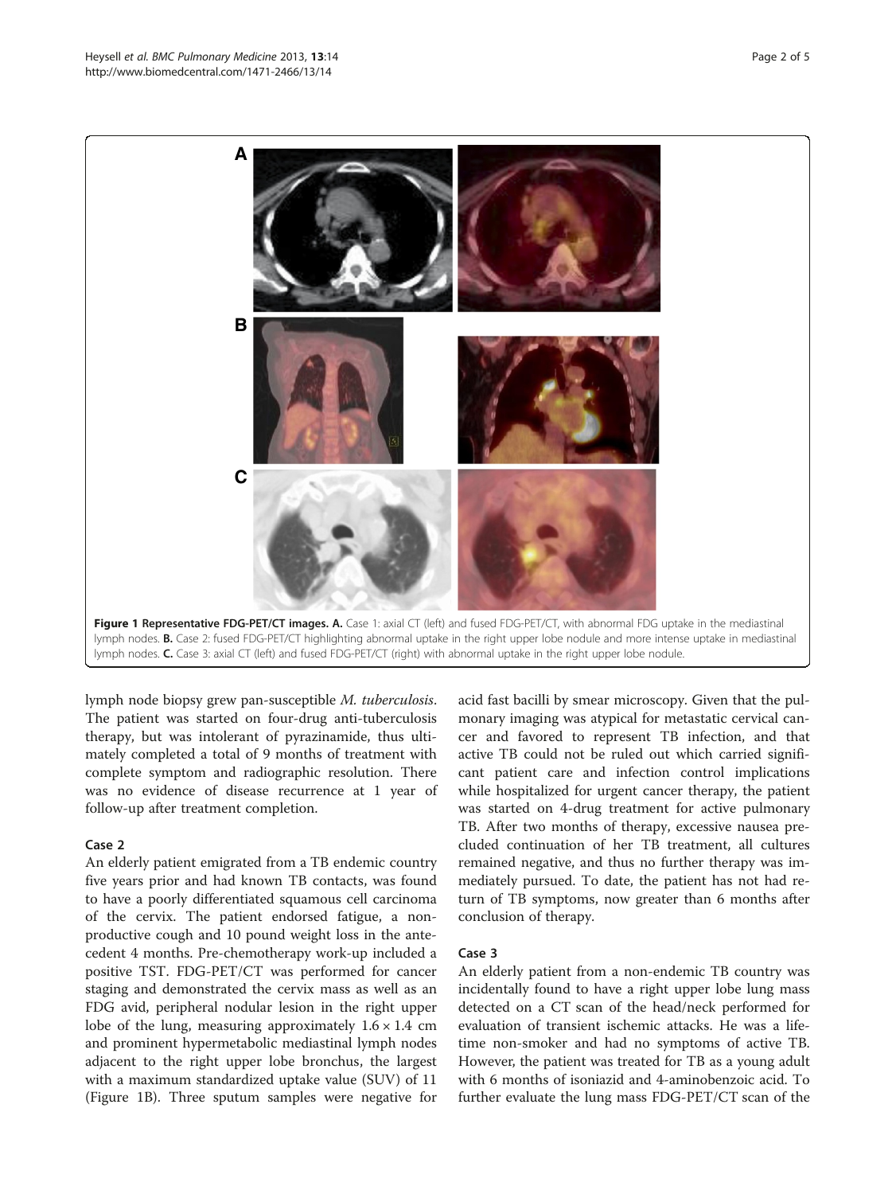Figure 1 **Representative FDG-PET/CT images. A.** Case 1: axial CT (left) and fused FDG-PET/CT, with abnormal FDG uptake in the mediastinal lymph nodes. **B.** Case 2: fused FDG-PET/CT highlighting abnormal uptake in the right upper lobe nodule and more intense uptake in mediastinal lymph nodes. **C.** Case 3: axial CT (left) and fused FDG-PET/CT (right) with abnormal uptake in the right upper lobe nodule.

lymph node biopsy grew pan-susceptible *M. tuberculosis*. The patient was started on four-drug anti-tuberculosis therapy, but was intolerant of pyrazinamide, thus ultimately completed a total of 9 months of treatment with complete symptom and radiographic resolution. There was no evidence of disease recurrence at 1 year of follow-up after treatment completion.

### Case 2

An elderly patient emigrated from a TB endemic country five years prior and had known TB contacts, was found to have a poorly differentiated squamous cell carcinoma of the cervix. The patient endorsed fatigue, a non-productive cough and 10 pound weight loss in the antecedent 4 months. Pre-chemotherapy work-up included a positive TST. FDG-PET/CT was performed for cancer staging and demonstrated the cervix mass as well as an FDG avid, peripheral nodular lesion in the right upper lobe of the lung, measuring approximately 1.6 × 1.4 cm and prominent hypermetabolic mediastinal lymph nodes adjacent to the right upper lobe bronchus, the largest with a maximum standardized uptake value (SUV) of 11 (Figure 1B). Three sputum samples were negative for acid fast bacilli by smear microscopy. Given that the pulmonary imaging was atypical for metastatic cervical cancer and favored to represent TB infection, and that active TB could not be ruled out which carried significant patient care and infection control implications while hospitalized for urgent cancer therapy, the patient was started on 4-drug treatment for active pulmonary TB. After two months of therapy, excessive nausea precluded continuation of her TB treatment, all cultures remained negative, and thus no further therapy was immediately pursued. To date, the patient has not had return of TB symptoms, now greater than 6 months after conclusion of therapy.

### Case 3

An elderly patient from a non-endemic TB country was incidentally found to have a right upper lobe lung mass detected on a CT scan of the head/neck performed for evaluation of transient ischemic attacks. He was a lifetime non-smoker and had no symptoms of active TB. However, the patient was treated for TB as a young adult with 6 months of isoniazid and 4-aminobenzoic acid. To further evaluate the lung mass FDG-PET/CT scan of the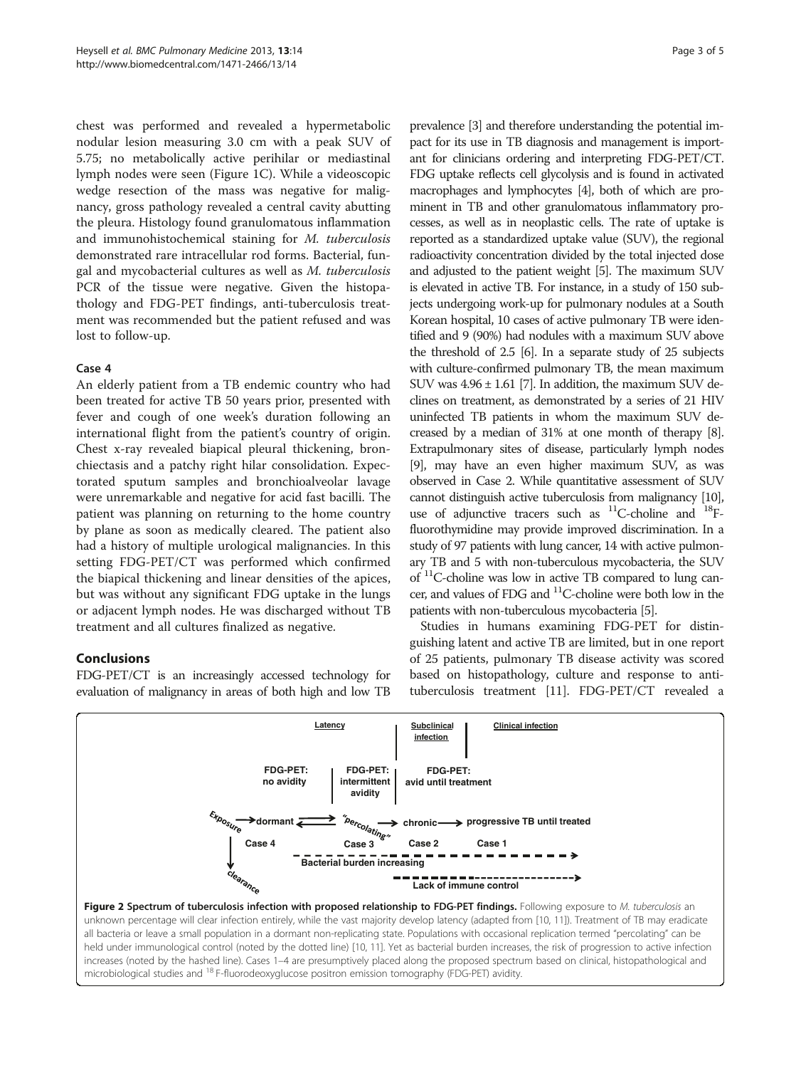chest was performed and revealed a hypermetabolic nodular lesion measuring 3.0 cm with a peak SUV of 5.75; no metabolically active perihilar or mediastinal lymph nodes were seen (Figure 1C). While a videoscopic wedge resection of the mass was negative for malignancy, gross pathology revealed a central cavity abutting the pleura. Histology found granulomatous inflammation and immunohistochemical staining for *M. tuberculosis* demonstrated rare intracellular rod forms. Bacterial, fungal and mycobacterial cultures as well as *M. tuberculosis* PCR of the tissue were negative. Given the histopathology and FDG-PET findings, anti-tuberculosis treatment was recommended but the patient refused and was lost to follow-up.

### Case 4

An elderly patient from a TB endemic country who had been treated for active TB 50 years prior, presented with fever and cough of one week's duration following an international flight from the patient's country of origin. Chest x-ray revealed biapical pleural thickening, bronchiectasis and a patchy right hilar consolidation. Expectorated sputum samples and bronchioalveolar lavage were unremarkable and negative for acid fast bacilli. The patient was planning on returning to the home country by plane as soon as medically cleared. The patient also had a history of multiple urological malignancies. In this setting FDG-PET/CT was performed which confirmed the biapical thickening and linear densities of the apices, but was without any significant FDG uptake in the lungs or adjacent lymph nodes. He was discharged without TB treatment and all cultures finalized as negative.

## Conclusions

FDG-PET/CT is an increasingly accessed technology for evaluation of malignancy in areas of both high and low TB prevalence [3] and therefore understanding the potential impact for its use in TB diagnosis and management is important for clinicians ordering and interpreting FDG-PET/CT. FDG uptake reflects cell glycolysis and is found in activated macrophages and lymphocytes [4], both of which are prominent in TB and other granulomatous inflammatory processes, as well as in neoplastic cells. The rate of uptake is reported as a standardized uptake value (SUV), the regional radioactivity concentration divided by the total injected dose and adjusted to the patient weight [5]. The maximum SUV is elevated in active TB. For instance, in a study of 150 subjects undergoing work-up for pulmonary nodules at a South Korean hospital, 10 cases of active pulmonary TB were identified and 9 (90%) had nodules with a maximum SUV above the threshold of 2.5 [6]. In a separate study of 25 subjects with culture-confirmed pulmonary TB, the mean maximum SUV was $4.96 \pm 1.61$ [7]. In addition, the maximum SUV declines on treatment, as demonstrated by a series of 21 HIV uninfected TB patients in whom the maximum SUV decreased by a median of 31% at one month of therapy [8]. Extrapulmonary sites of disease, particularly lymph nodes [9], may have an even higher maximum SUV, as was observed in Case 2. While quantitative assessment of SUV cannot distinguish active tuberculosis from malignancy [10], use of adjunctive tracers such as $^{11}$C-choline and $^{18}$F-fluorothymidine may provide improved discrimination. In a study of 97 patients with lung cancer, 14 with active pulmonary TB and 5 with non-tuberculous mycobacteria, the SUV of $^{11}$C-choline was low in active TB compared to lung cancer, and values of FDG and $^{11}$C-choline were both low in the patients with non-tuberculous mycobacteria [5].

Studies in humans examining FDG-PET for distinguishing latent and active TB are limited, but in one report of 25 patients, pulmonary TB disease activity was scored based on histopathology, culture and response to anti-tuberculosis treatment [11]. FDG-PET/CT revealed a

**Figure 2 Spectrum of tuberculosis infection with proposed relationship to FDG-PET findings.** Following exposure to *M. tuberculosis* an unknown percentage will clear infection entirely, while the vast majority develop latency (adapted from [10, 11]). Treatment of TB may eradicate all bacteria or leave a small population in a dormant non-replicating state. Populations with occasional replication termed "percolating" can be held under immunological control (noted by the dotted line) [10, 11]. Yet as bacterial burden increases, the risk of progression to active infection increases (noted by the hashed line). Cases 1–4 are presumptively placed along the proposed spectrum based on clinical, histopathological and microbiological studies and $^{18}$F-fluorodeoxyglucose positron emission tomography (FDG-PET) avidity.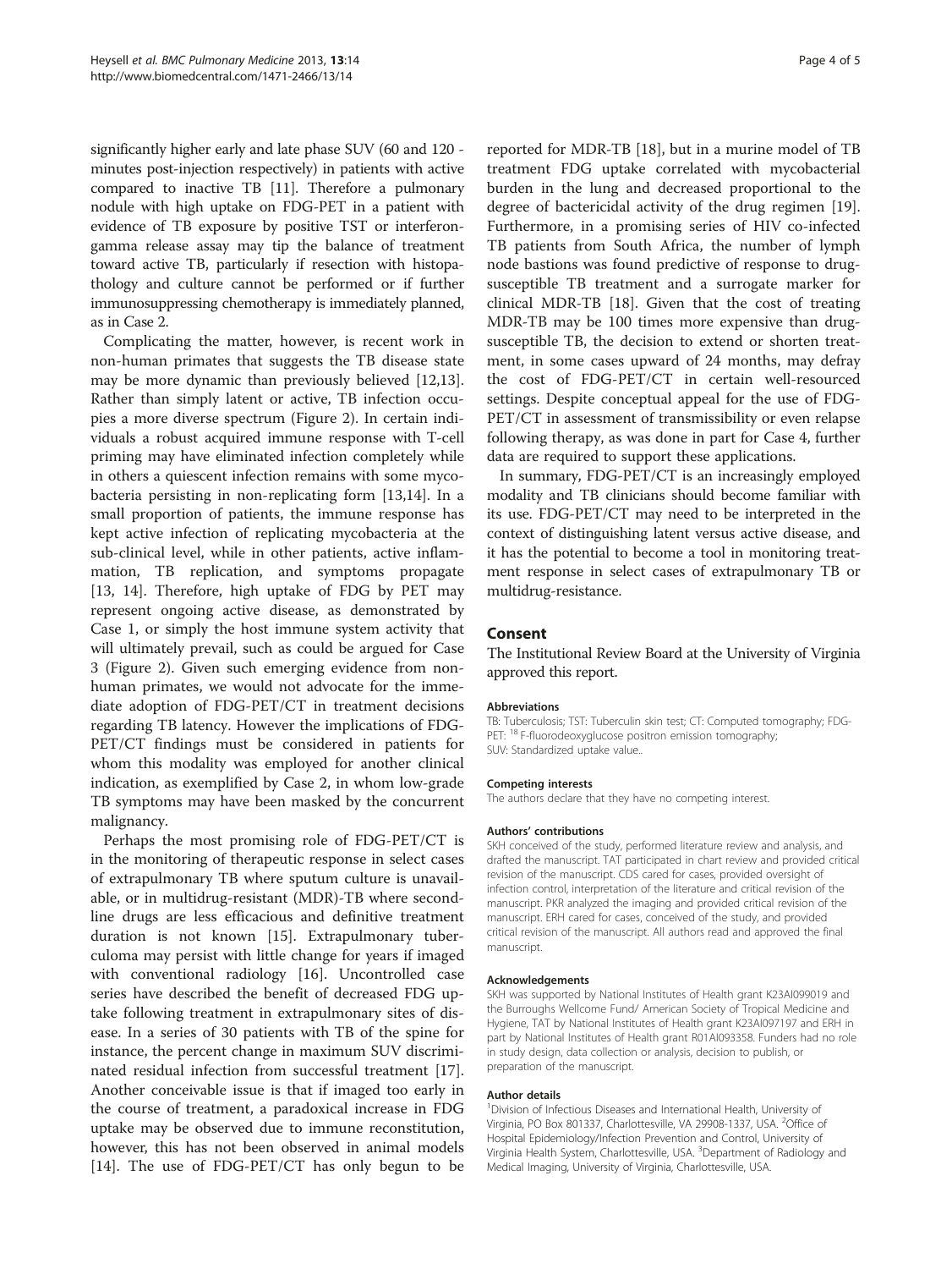significantly higher early and late phase SUV (60 and 120 - minutes post-injection respectively) in patients with active compared to inactive TB [11]. Therefore a pulmonary nodule with high uptake on FDG-PET in a patient with evidence of TB exposure by positive TST or interferon-gamma release assay may tip the balance of treatment toward active TB, particularly if resection with histopathology and culture cannot be performed or if further immunosuppressing chemotherapy is immediately planned, as in Case 2.

Complicating the matter, however, is recent work in non-human primates that suggests the TB disease state may be more dynamic than previously believed [12,13]. Rather than simply latent or active, TB infection occupies a more diverse spectrum (Figure 2). In certain individuals a robust acquired immune response with T-cell priming may have eliminated infection completely while in others a quiescent infection remains with some mycobacteria persisting in non-replicating form [13,14]. In a small proportion of patients, the immune response has kept active infection of replicating mycobacteria at the sub-clinical level, while in other patients, active inflammation, TB replication, and symptoms propagate [13, 14]. Therefore, high uptake of FDG by PET may represent ongoing active disease, as demonstrated by Case 1, or simply the host immune system activity that will ultimately prevail, such as could be argued for Case 3 (Figure 2). Given such emerging evidence from non-human primates, we would not advocate for the immediate adoption of FDG-PET/CT in treatment decisions regarding TB latency. However the implications of FDG-PET/CT findings must be considered in patients for whom this modality was employed for another clinical indication, as exemplified by Case 2, in whom low-grade TB symptoms may have been masked by the concurrent malignancy.

Perhaps the most promising role of FDG-PET/CT is in the monitoring of therapeutic response in select cases of extrapulmonary TB where sputum culture is unavailable, or in multidrug-resistant (MDR)-TB where second-line drugs are less efficacious and definitive treatment duration is not known [15]. Extrapulmonary tuberculoma may persist with little change for years if imaged with conventional radiology [16]. Uncontrolled case series have described the benefit of decreased FDG uptake following treatment in extrapulmonary sites of disease. In a series of 30 patients with TB of the spine for instance, the percent change in maximum SUV discriminated residual infection from successful treatment [17]. Another conceivable issue is that if imaged too early in the course of treatment, a paradoxical increase in FDG uptake may be observed due to immune reconstitution, however, this has not been observed in animal models [14]. The use of FDG-PET/CT has only begun to be reported for MDR-TB [18], but in a murine model of TB treatment FDG uptake correlated with mycobacterial burden in the lung and decreased proportional to the degree of bactericidal activity of the drug regimen [19]. Furthermore, in a promising series of HIV co-infected TB patients from South Africa, the number of lymph node bastions was found predictive of response to drug-susceptible TB treatment and a surrogate marker for clinical MDR-TB [18]. Given that the cost of treating MDR-TB may be 100 times more expensive than drug-susceptible TB, the decision to extend or shorten treatment, in some cases upward of 24 months, may defray the cost of FDG-PET/CT in certain well-resourced settings. Despite conceptual appeal for the use of FDG-PET/CT in assessment of transmissibility or even relapse following therapy, as was done in part for Case 4, further data are required to support these applications.

In summary, FDG-PET/CT is an increasingly employed modality and TB clinicians should become familiar with its use. FDG-PET/CT may need to be interpreted in the context of distinguishing latent versus active disease, and it has the potential to become a tool in monitoring treatment response in select cases of extrapulmonary TB or multidrug-resistance.

## Consent

The Institutional Review Board at the University of Virginia approved this report.

#### Abbreviations

TB: Tuberculosis; TST: Tuberculin skin test; CT: Computed tomography; FDG-PET: [18] F-fluorodeoxyglucose positron emission tomography; SUV: Standardized uptake value..

#### Competing interests

The authors declare that they have no competing interest.

#### Authors' contributions

SKH conceived of the study, performed literature review and analysis, and drafted the manuscript. TAT participated in chart review and provided critical revision of the manuscript. CDS cared for cases, provided oversight of infection control, interpretation of the literature and critical revision of the manuscript. PKR analyzed the imaging and provided critical revision of the manuscript. ERH cared for cases, conceived of the study, and provided critical revision of the manuscript. All authors read and approved the final manuscript.

#### Acknowledgements

SKH was supported by National Institutes of Health grant K23AI099019 and the Burroughs Wellcome Fund/ American Society of Tropical Medicine and Hygiene, TAT by National Institutes of Health grant K23AI097197 and ERH in part by National Institutes of Health grant R01AI093358. Funders had no role in study design, data collection or analysis, decision to publish, or preparation of the manuscript.

#### Author details

[1]Division of Infectious Diseases and International Health, University of Virginia, PO Box 801337, Charlottesville, VA 29908-1337, USA. [2]Office of Hospital Epidemiology/Infection Prevention and Control, University of Virginia Health System, Charlottesville, USA. [3]Department of Radiology and Medical Imaging, University of Virginia, Charlottesville, USA.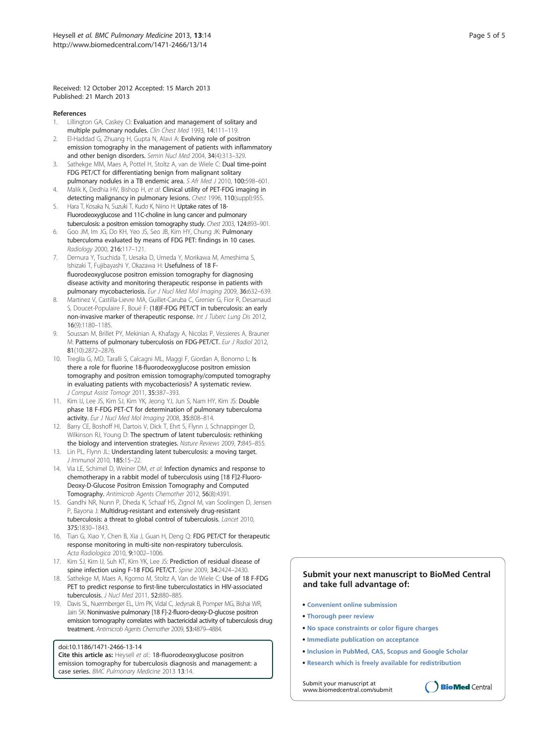Received: 12 October 2012 Accepted: 15 March 2013
Published: 21 March 2013

## References

1. Lillington GA, Caskey CI: **Evaluation and management of solitary and multiple pulmonary nodules.** *Clin Chest Med* 1993, **14**:111–119.
2. El-Haddad G, Zhuang H, Gupta N, Alavi A: **Evolving role of positron emission tomography in the management of patients with inflammatory and other benign disorders.** *Semin Nucl Med* 2004, **34**(4):313–329.
3. Sathekge MM, Maes A, Pottel H, Stoltz A, van de Wiele C: **Dual time-point FDG PET/CT for differentiating benign from malignant solitary pulmonary nodules in a TB endemic area.** *S Afr Med J* 2010, **100**:598–601.
4. Malik K, Dedhia HV, Bishop H, *et al*: **Clinical utility of PET-FDG imaging in detecting malignancy in pulmonary lesions.** *Chest* 1996, **110**(suppl):95S.
5. Hara T, Kosaka N, Suzuki T, Kudo K, Niino H: **Uptake rates of 18-Fluorodeoxyglucose and 11C-choline in lung cancer and pulmonary tuberculosis: a positron emission tomography study.** *Chest* 2003, **124**:893–901.
6. Goo JM, Im JG, Do KH, Yeo JS, Seo JB, Kim HY, Chung JK: **Pulmonary tuberculoma evaluated by means of FDG PET: findings in 10 cases.** *Radiology* 2000, **216**:117–121.
7. Demura Y, Tsuchida T, Uesaka D, Umeda Y, Morikawa M, Ameshima S, Ishizaki T, Fujibayashi Y, Okazawa H: **Usefulness of 18 F-fluorodeoxyglucose positron emission tomography for diagnosing disease activity and monitoring therapeutic response in patients with pulmonary mycobacteriosis.** *Eur J Nucl Med Mol Imaging* 2009, **36**:632–639.
8. Martinez V, Castilla-Lievre MA, Guillet-Caruba C, Grenier G, Fior R, Desarnaud S, Doucet-Populaire F, Boué F: **(18)F-FDG PET/CT in tuberculosis: an early non-invasive marker of therapeutic response.** *Int J Tuberc Lung Dis* 2012, **16**(9):1180–1185.
9. Soussan M, Brillet PY, Mekinian A, Khafagy A, Nicolas P, Vessieres A, Brauner M: **Patterns of pulmonary tuberculosis on FDG-PET/CT.** *Eur J Radiol* 2012, **81**(10):2872–2876.
10. Treglia G, MD, Taralli S, Calcagni ML, Maggi F, Giordan A, Bonomo L: **Is there a role for fluorine 18-fluorodeoxyglucose positron emission tomography and positron emission tomography/computed tomography in evaluating patients with mycobacteriosis? A systematic review.** *J Comput Assist Tomogr* 2011, **35**:387–393.
11. Kim IJ, Lee JS, Kim SJ, Kim YK, Jeong YJ, Jun S, Nam HY, Kim JS: **Double phase 18 F-FDG PET-CT for determination of pulmonary tuberculoma activity.** *Eur J Nucl Med Mol Imaging* 2008, **35**:808–814.
12. Barry CE, Boshoff HI, Dartois V, Dick T, Ehrt S, Flynn J, Schnappinger D, Wilkinson RJ, Young D: **The spectrum of latent tuberculosis: rethinking the biology and intervention strategies.** *Nature Reviews* 2009, **7**:845–855.
13. Lin PL, Flynn JL: **Understanding latent tuberculosis: a moving target.** *J Immunol* 2010, **185**:15–22.
14. Via LE, Schimel D, Weiner DM, *et al*: **Infection dynamics and response to chemotherapy in a rabbit model of tuberculosis using [18 F]2-Fluoro-Deoxy-D-Glucose Positron Emission Tomography and Computed Tomography.** *Antimicrob Agents Chemother* 2012, **56**(8):4391.
15. Gandhi NR, Nunn P, Dheda K, Schaaf HS, Zignol M, van Soolingen D, Jensen P, Bayona J: **Multidrug-resistant and extensively drug-resistant tuberculosis: a threat to global control of tuberculosis.** *Lancet* 2010, **375**:1830–1843.
16. Tian G, Xiao Y, Chen B, Xia J, Guan H, Deng Q: **FDG PET/CT for therapeutic response monitoring in multi-site non-respiratory tuberculosis.** *Acta Radiologica* 2010, **9**:1002–1006.
17. Kim SJ, Kim IJ, Suh KT, Kim YK, Lee JS: **Prediction of residual disease of spine infection using F-18 FDG PET/CT.** *Spine* 2009, **34**:2424–2430.
18. Sathekge M, Maes A, Kgomo M, Stoltz A, Van de Wiele C: **Use of 18 F-FDG PET to predict response to first-line tuberculostatics in HIV-associated tuberculosis.** *J Nucl Med* 2011, **52**:880–885.
19. Davis SL, Nuermberger EL, Um PK, Vidal C, Jedynak B, Pomper MG, Bishai WR, Jain SK: **Noninvasive pulmonary [18 F]-2-fluoro-deoxy-D-glucose positron emission tomography correlates with bactericidal activity of tuberculosis drug treatment.** *Antimicrob Agents Chemother* 2009, **53**:4879–4884.

doi:10.1186/1471-2466-13-14
**Cite this article as:** Heysell *et al.*: 18-fluorodeoxyglucose positron emission tomography for tuberculosis diagnosis and management: a case series. *BMC Pulmonary Medicine* 2013 **13**:14.

**Submit your next manuscript to BioMed Central and take full advantage of:**

- **Convenient online submission**
- **Thorough peer review**
- **No space constraints or color figure charges**
- **Immediate publication on acceptance**
- **Inclusion in PubMed, CAS, Scopus and Google Scholar**
- **Research which is freely available for redistribution**

Submit your manuscript at
www.biomedcentral.com/submit

BioMed Central